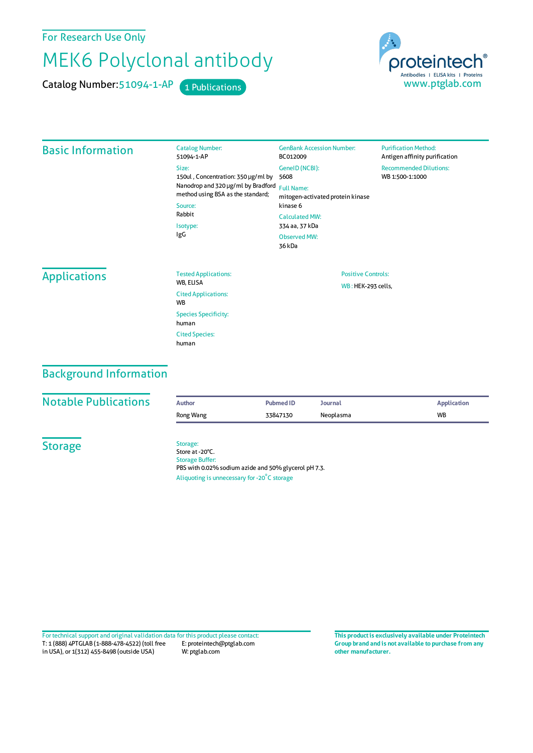For Research Use Only

# MEK6 Polyclonal antibody

Catalog Number: 51094-1-AP    1 Publications

proteintech®
Antibodies | ELISA kits | Proteins
www.ptglab.com

## Basic Information

Catalog Number:
51094-1-AP

Size:
150ul , Concentration: 350 μg/ml by Nanodrop and 320 μg/ml by Bradford method using BSA as the standard;

Source:
Rabbit

Isotype:
IgG

GenBank Accession Number:
BC012009

GeneID (NCBI):
5608

Full Name:
mitogen-activated protein kinase kinase 6

Calculated MW:
334 aa, 37 kDa

Observed MW:
36 kDa

Purification Method:
Antigen affinity purification

Recommended Dilutions:
WB 1:500-1:1000

## Applications

Tested Applications:
WB, ELISA

Cited Applications:
WB

Species Specificity:
human

Cited Species:
human

Positive Controls:

WB : HEK-293 cells,

## Background Information

## Notable Publications

| Author | Pubmed ID | Journal | Application |
| --- | --- | --- | --- |
| Rong Wang | 33847130 | Neoplasma | WB |

## Storage

Storage:
Store at -20°C.

Storage Buffer:
PBS with 0.02% sodium azide and 50% glycerol pH 7.3.

Aliquoting is unnecessary for -20°C storage

For technical support and original validation data for this product please contact:
T: 1 (888) 4PTGLAB (1-888-478-4522) (toll free in USA), or 1(312) 455-8498 (outside USA)
E: proteintech@ptglab.com
W: ptglab.com

**This product is exclusively available under Proteintech Group brand and is not available to purchase from any other manufacturer.**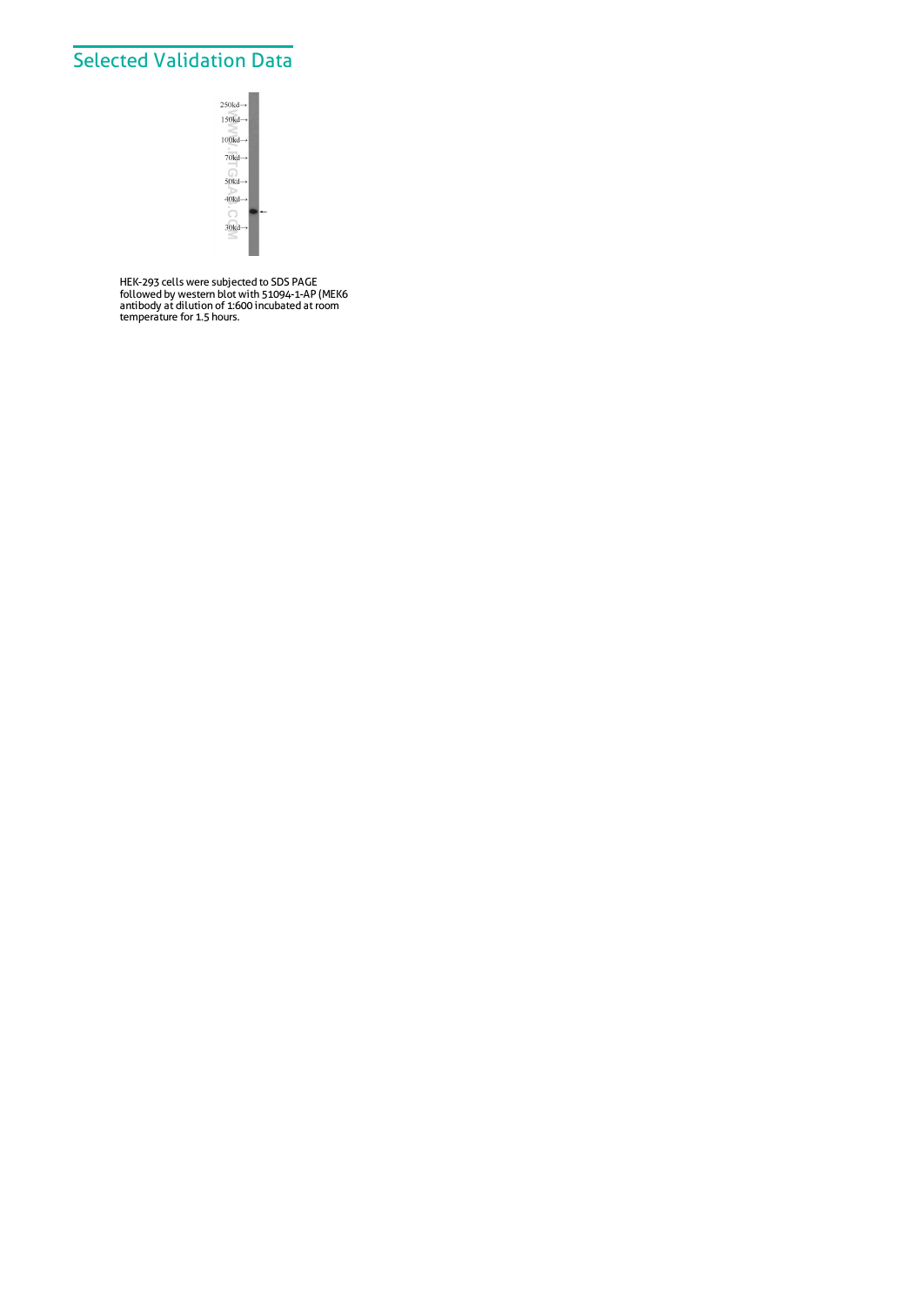## Selected Validation Data

250kd→
150kd→
100kd→
70kd→
50kd→
40kd→
30kd→

HEK-293 cells were subjected to SDS PAGE followed by western blot with 51094-1-AP (MEK6 antibody at dilution of 1:600 incubated at room temperature for 1.5 hours.